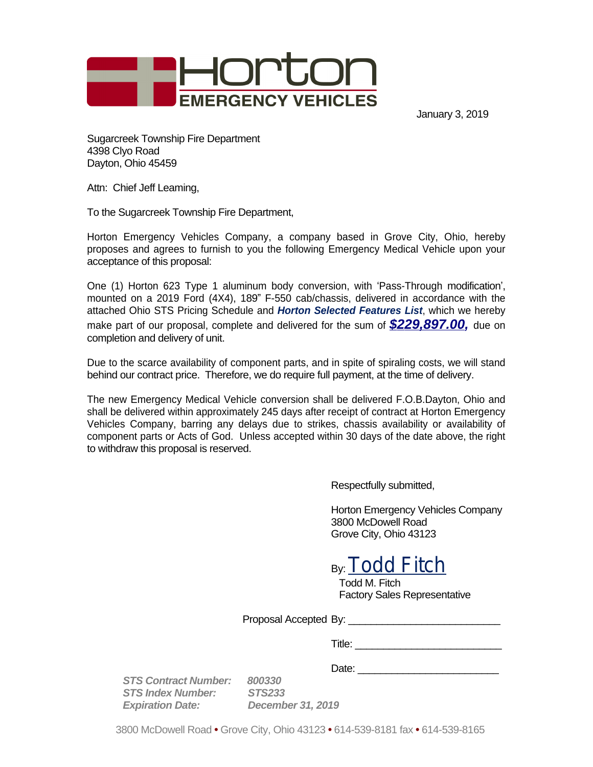# Horton EMERGENCY VEHICLES

January 3, 2019

Sugarcreek Township Fire Department
4398 Clyo Road
Dayton, Ohio 45459

Attn: Chief Jeff Leaming,

To the Sugarcreek Township Fire Department,

Horton Emergency Vehicles Company, a company based in Grove City, Ohio, hereby proposes and agrees to furnish to you the following Emergency Medical Vehicle upon your acceptance of this proposal:

One (1) Horton 623 Type 1 aluminum body conversion, with 'Pass-Through modification', mounted on a 2019 Ford (4X4), 189" F-550 cab/chassis, delivered in accordance with the attached Ohio STS Pricing Schedule and ***Horton Selected Features List***, which we hereby make part of our proposal, complete and delivered for the sum of ***$229,897.00,*** due on completion and delivery of unit.

Due to the scarce availability of component parts, and in spite of spiraling costs, we will stand behind our contract price. Therefore, we do require full payment, at the time of delivery.

The new Emergency Medical Vehicle conversion shall be delivered F.O.B.Dayton, Ohio and shall be delivered within approximately 245 days after receipt of contract at Horton Emergency Vehicles Company, barring any delays due to strikes, chassis availability or availability of component parts or Acts of God. Unless accepted within 30 days of the date above, the right to withdraw this proposal is reserved.

Respectfully submitted,

Horton Emergency Vehicles Company
3800 McDowell Road
Grove City, Ohio 43123

By: Todd Fitch
Todd M. Fitch
Factory Sales Representative

Proposal Accepted By: ___________________________

Title: ___________________________

Date: ___________________________

***STS Contract Number:*** ***800330***
***STS Index Number:*** ***STS233***
***Expiration Date:*** ***December 31, 2019***

3800 McDowell Road • Grove City, Ohio 43123 • 614-539-8181 fax • 614-539-8165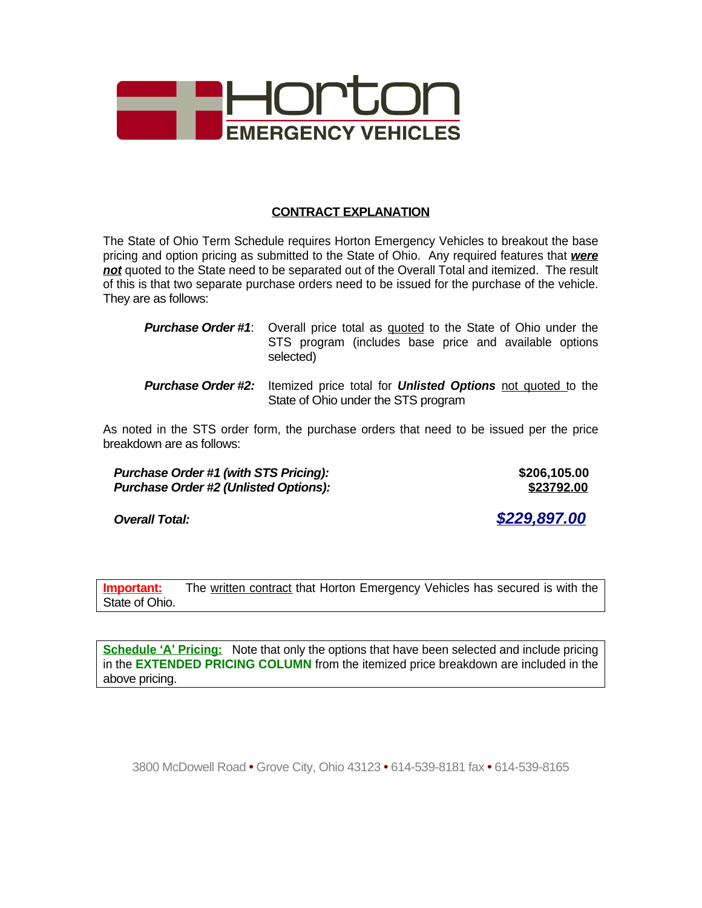Horton

EMERGENCY VEHICLES

## CONTRACT EXPLANATION

The State of Ohio Term Schedule requires Horton Emergency Vehicles to breakout the base pricing and option pricing as submitted to the State of Ohio. Any required features that ***were not*** quoted to the State need to be separated out of the Overall Total and itemized. The result of this is that two separate purchase orders need to be issued for the purchase of the vehicle. They are as follows:

***Purchase Order #1***: Overall price total as quoted to the State of Ohio under the STS program (includes base price and available options selected)

***Purchase Order #2:*** Itemized price total for ***Unlisted Options*** not quoted to the State of Ohio under the STS program

As noted in the STS order form, the purchase orders that need to be issued per the price breakdown are as follows:

| | |
|---|---|
| ***Purchase Order #1 (with STS Pricing):*** | **$206,105.00** |
| ***Purchase Order #2 (Unlisted Options):*** | **$23792.00** |
| ***Overall Total:*** | ***$229,897.00*** |

**Important:** The written contract that Horton Emergency Vehicles has secured is with the State of Ohio.

**Schedule 'A' Pricing:** Note that only the options that have been selected and include pricing in the **EXTENDED PRICING COLUMN** from the itemized price breakdown are included in the above pricing.

3800 McDowell Road • Grove City, Ohio 43123 • 614-539-8181 fax • 614-539-8165